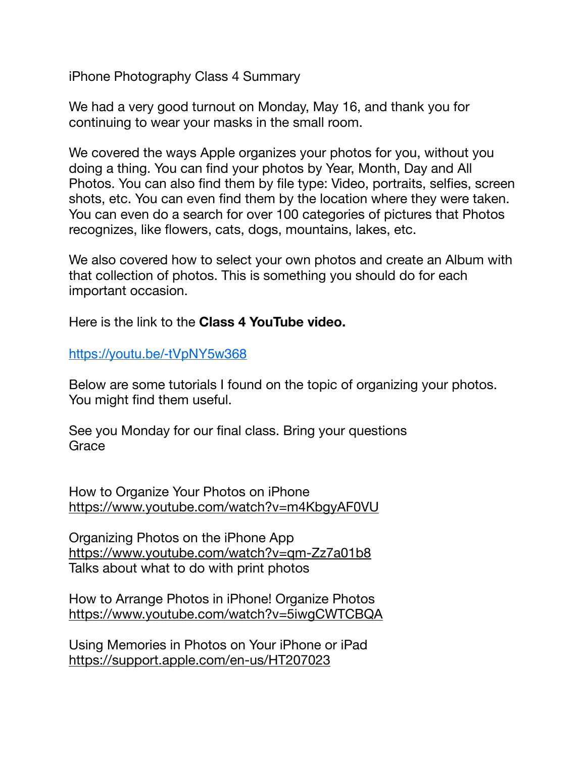iPhone Photography Class 4 Summary

We had a very good turnout on Monday, May 16, and thank you for continuing to wear your masks in the small room.

We covered the ways Apple organizes your photos for you, without you doing a thing. You can find your photos by Year, Month, Day and All Photos. You can also find them by file type: Video, portraits, selfies, screen shots, etc. You can even find them by the location where they were taken. You can even do a search for over 100 categories of pictures that Photos recognizes, like flowers, cats, dogs, mountains, lakes, etc.

We also covered how to select your own photos and create an Album with that collection of photos. This is something you should do for each important occasion.

Here is the link to the **Class 4 YouTube video.**

https://youtu.be/-tVpNY5w368

Below are some tutorials I found on the topic of organizing your photos. You might find them useful.

See you Monday for our final class. Bring your questions
Grace

How to Organize Your Photos on iPhone
https://www.youtube.com/watch?v=m4KbgyAF0VU

Organizing Photos on the iPhone App
https://www.youtube.com/watch?v=qm-Zz7a01b8
Talks about what to do with print photos

How to Arrange Photos in iPhone! Organize Photos
https://www.youtube.com/watch?v=5iwgCWTCBQA

Using Memories in Photos on Your iPhone or iPad
https://support.apple.com/en-us/HT207023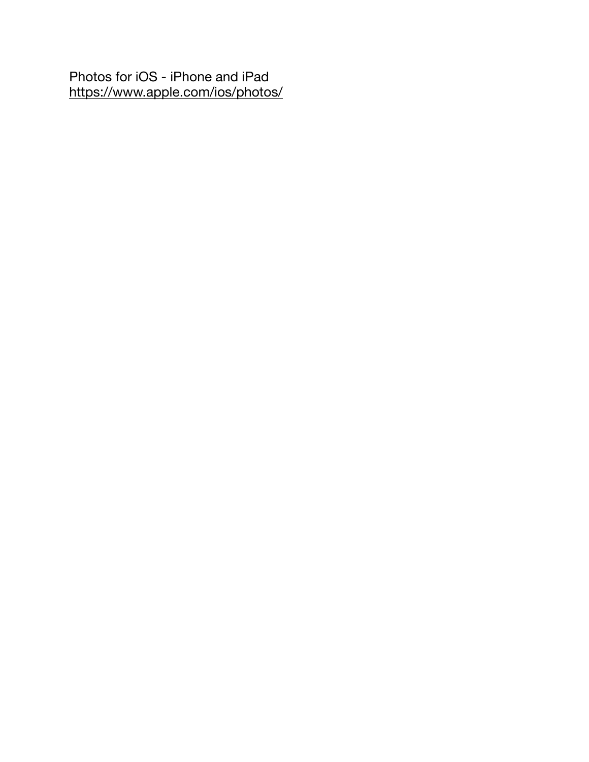Photos for iOS - iPhone and iPad
https://www.apple.com/ios/photos/